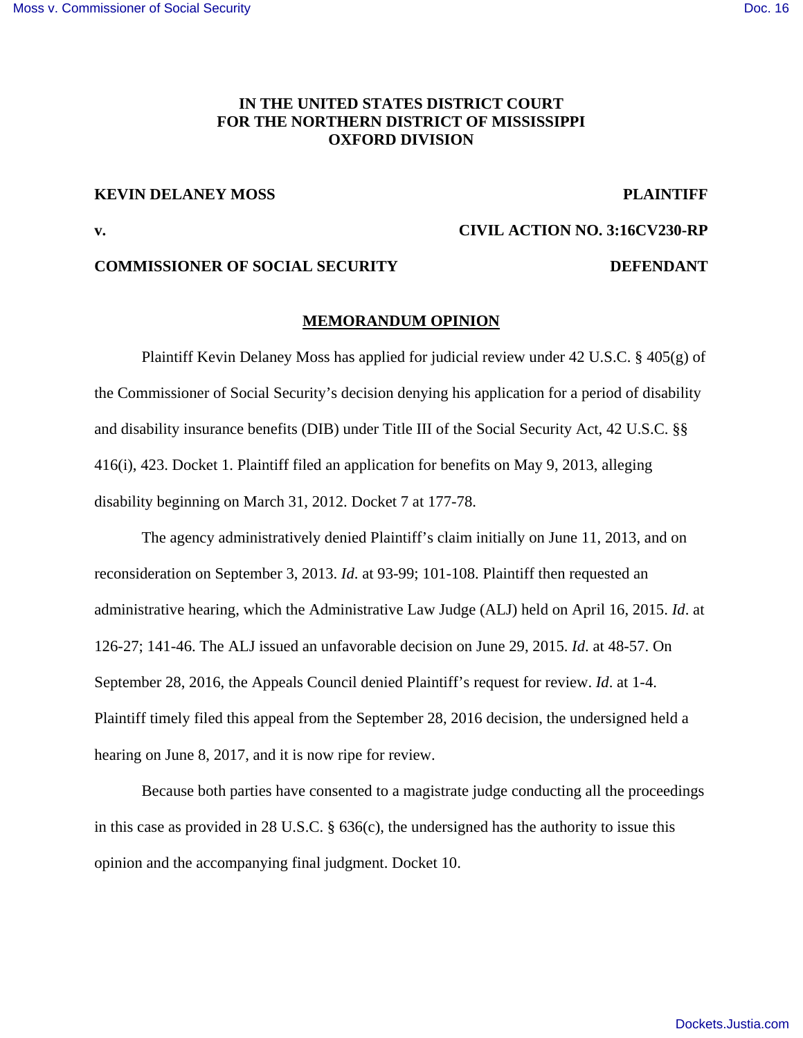**IN THE UNITED STATES DISTRICT COURT**
**FOR THE NORTHERN DISTRICT OF MISSISSIPPI**
**OXFORD DIVISION**

**KEVIN DELANEY MOSS** — **PLAINTIFF**

**v.** — **CIVIL ACTION NO. 3:16CV230-RP**

**COMMISSIONER OF SOCIAL SECURITY** — **DEFENDANT**

## MEMORANDUM OPINION

Plaintiff Kevin Delaney Moss has applied for judicial review under 42 U.S.C. § 405(g) of the Commissioner of Social Security's decision denying his application for a period of disability and disability insurance benefits (DIB) under Title III of the Social Security Act, 42 U.S.C. §§ 416(i), 423. Docket 1. Plaintiff filed an application for benefits on May 9, 2013, alleging disability beginning on March 31, 2012. Docket 7 at 177-78.

The agency administratively denied Plaintiff's claim initially on June 11, 2013, and on reconsideration on September 3, 2013. *Id*. at 93-99; 101-108. Plaintiff then requested an administrative hearing, which the Administrative Law Judge (ALJ) held on April 16, 2015. *Id*. at 126-27; 141-46. The ALJ issued an unfavorable decision on June 29, 2015. *Id*. at 48-57. On September 28, 2016, the Appeals Council denied Plaintiff's request for review. *Id*. at 1-4. Plaintiff timely filed this appeal from the September 28, 2016 decision, the undersigned held a hearing on June 8, 2017, and it is now ripe for review.

Because both parties have consented to a magistrate judge conducting all the proceedings in this case as provided in 28 U.S.C. § 636(c), the undersigned has the authority to issue this opinion and the accompanying final judgment. Docket 10.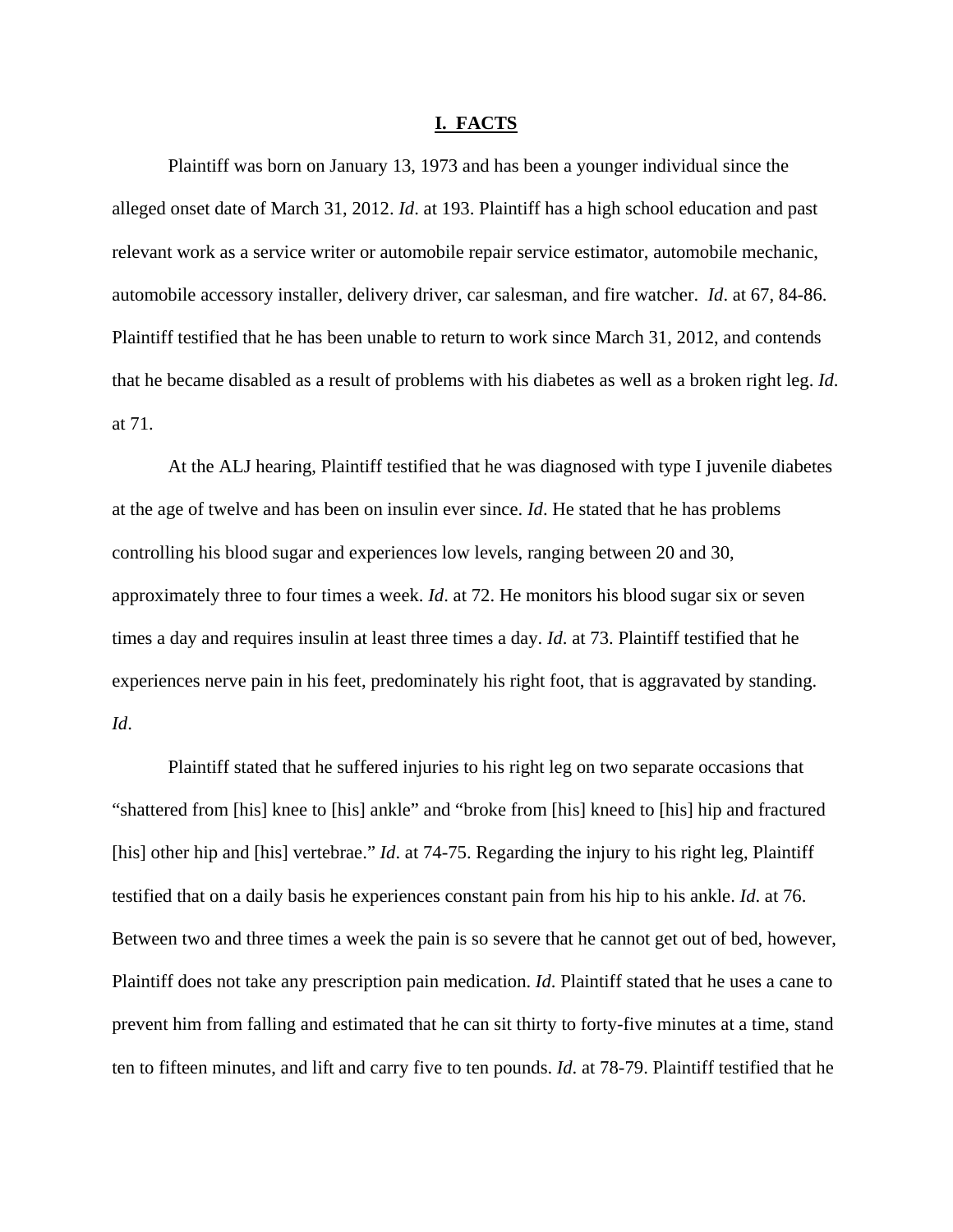## I. FACTS

Plaintiff was born on January 13, 1973 and has been a younger individual since the alleged onset date of March 31, 2012. *Id*. at 193. Plaintiff has a high school education and past relevant work as a service writer or automobile repair service estimator, automobile mechanic, automobile accessory installer, delivery driver, car salesman, and fire watcher. *Id*. at 67, 84-86. Plaintiff testified that he has been unable to return to work since March 31, 2012, and contends that he became disabled as a result of problems with his diabetes as well as a broken right leg. *Id*. at 71.

At the ALJ hearing, Plaintiff testified that he was diagnosed with type I juvenile diabetes at the age of twelve and has been on insulin ever since. *Id*. He stated that he has problems controlling his blood sugar and experiences low levels, ranging between 20 and 30, approximately three to four times a week. *Id*. at 72. He monitors his blood sugar six or seven times a day and requires insulin at least three times a day. *Id*. at 73. Plaintiff testified that he experiences nerve pain in his feet, predominately his right foot, that is aggravated by standing. *Id*.

Plaintiff stated that he suffered injuries to his right leg on two separate occasions that "shattered from [his] knee to [his] ankle" and "broke from [his] kneed to [his] hip and fractured [his] other hip and [his] vertebrae." *Id*. at 74-75. Regarding the injury to his right leg, Plaintiff testified that on a daily basis he experiences constant pain from his hip to his ankle. *Id*. at 76. Between two and three times a week the pain is so severe that he cannot get out of bed, however, Plaintiff does not take any prescription pain medication. *Id*. Plaintiff stated that he uses a cane to prevent him from falling and estimated that he can sit thirty to forty-five minutes at a time, stand ten to fifteen minutes, and lift and carry five to ten pounds. *Id*. at 78-79. Plaintiff testified that he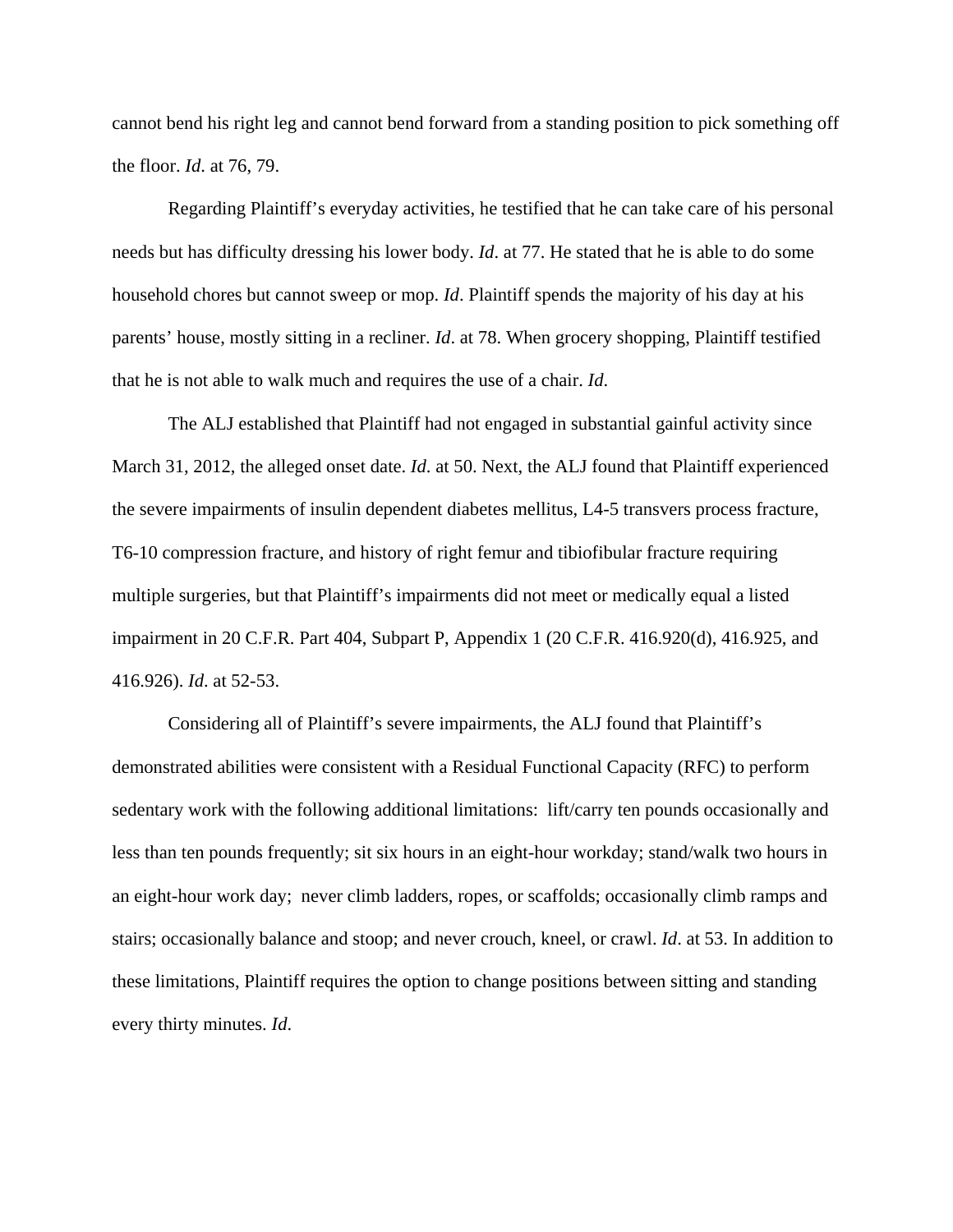cannot bend his right leg and cannot bend forward from a standing position to pick something off the floor. *Id*. at 76, 79.

Regarding Plaintiff's everyday activities, he testified that he can take care of his personal needs but has difficulty dressing his lower body. *Id*. at 77. He stated that he is able to do some household chores but cannot sweep or mop. *Id*. Plaintiff spends the majority of his day at his parents' house, mostly sitting in a recliner. *Id*. at 78. When grocery shopping, Plaintiff testified that he is not able to walk much and requires the use of a chair. *Id*.

The ALJ established that Plaintiff had not engaged in substantial gainful activity since March 31, 2012, the alleged onset date. *Id*. at 50. Next, the ALJ found that Plaintiff experienced the severe impairments of insulin dependent diabetes mellitus, L4-5 transvers process fracture, T6-10 compression fracture, and history of right femur and tibiofibular fracture requiring multiple surgeries, but that Plaintiff's impairments did not meet or medically equal a listed impairment in 20 C.F.R. Part 404, Subpart P, Appendix 1 (20 C.F.R. 416.920(d), 416.925, and 416.926). *Id*. at 52-53.

Considering all of Plaintiff's severe impairments, the ALJ found that Plaintiff's demonstrated abilities were consistent with a Residual Functional Capacity (RFC) to perform sedentary work with the following additional limitations: lift/carry ten pounds occasionally and less than ten pounds frequently; sit six hours in an eight-hour workday; stand/walk two hours in an eight-hour work day; never climb ladders, ropes, or scaffolds; occasionally climb ramps and stairs; occasionally balance and stoop; and never crouch, kneel, or crawl. *Id*. at 53. In addition to these limitations, Plaintiff requires the option to change positions between sitting and standing every thirty minutes. *Id*.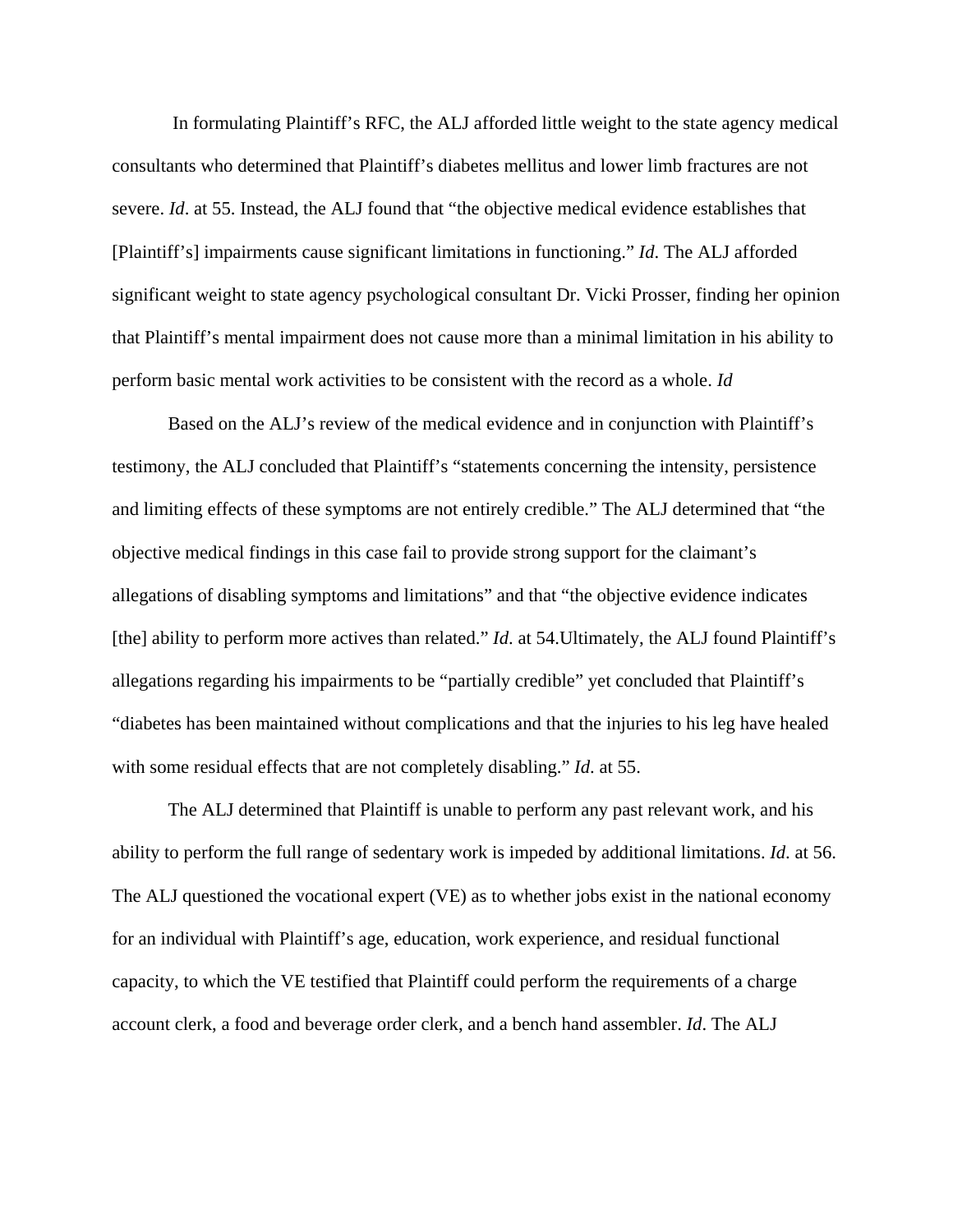In formulating Plaintiff's RFC, the ALJ afforded little weight to the state agency medical consultants who determined that Plaintiff's diabetes mellitus and lower limb fractures are not severe. *Id*. at 55. Instead, the ALJ found that "the objective medical evidence establishes that [Plaintiff's] impairments cause significant limitations in functioning." *Id*. The ALJ afforded significant weight to state agency psychological consultant Dr. Vicki Prosser, finding her opinion that Plaintiff's mental impairment does not cause more than a minimal limitation in his ability to perform basic mental work activities to be consistent with the record as a whole. *Id*

Based on the ALJ's review of the medical evidence and in conjunction with Plaintiff's testimony, the ALJ concluded that Plaintiff's "statements concerning the intensity, persistence and limiting effects of these symptoms are not entirely credible." The ALJ determined that "the objective medical findings in this case fail to provide strong support for the claimant's allegations of disabling symptoms and limitations" and that "the objective evidence indicates [the] ability to perform more actives than related." *Id*. at 54.Ultimately, the ALJ found Plaintiff's allegations regarding his impairments to be "partially credible" yet concluded that Plaintiff's "diabetes has been maintained without complications and that the injuries to his leg have healed with some residual effects that are not completely disabling." *Id*. at 55.

The ALJ determined that Plaintiff is unable to perform any past relevant work, and his ability to perform the full range of sedentary work is impeded by additional limitations. *Id*. at 56. The ALJ questioned the vocational expert (VE) as to whether jobs exist in the national economy for an individual with Plaintiff's age, education, work experience, and residual functional capacity, to which the VE testified that Plaintiff could perform the requirements of a charge account clerk, a food and beverage order clerk, and a bench hand assembler. *Id*. The ALJ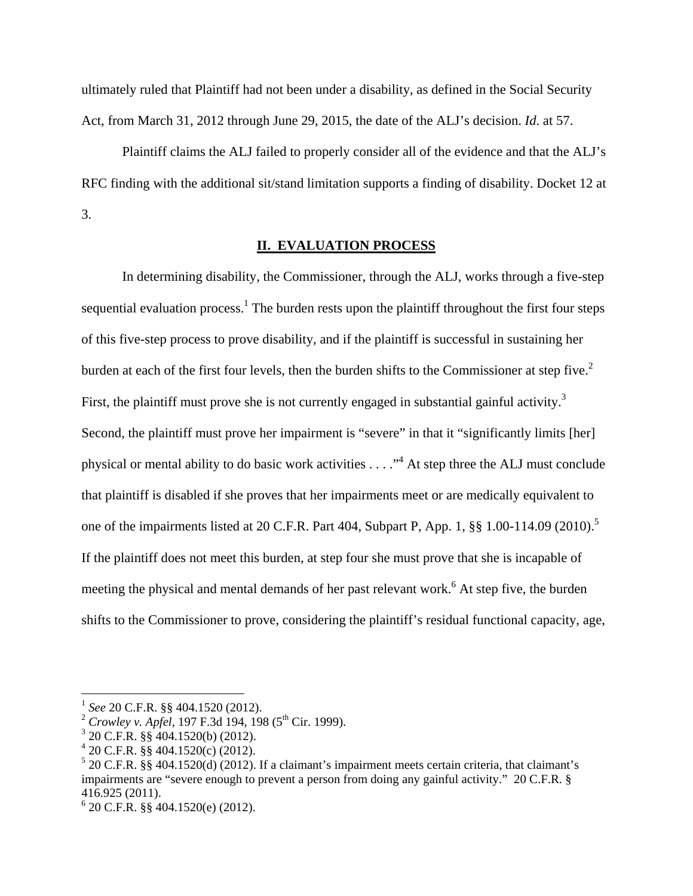ultimately ruled that Plaintiff had not been under a disability, as defined in the Social Security Act, from March 31, 2012 through June 29, 2015, the date of the ALJ's decision. *Id.* at 57.

Plaintiff claims the ALJ failed to properly consider all of the evidence and that the ALJ's RFC finding with the additional sit/stand limitation supports a finding of disability. Docket 12 at 3.

## II. EVALUATION PROCESS

In determining disability, the Commissioner, through the ALJ, works through a five-step sequential evaluation process.[1] The burden rests upon the plaintiff throughout the first four steps of this five-step process to prove disability, and if the plaintiff is successful in sustaining her burden at each of the first four levels, then the burden shifts to the Commissioner at step five.[2] First, the plaintiff must prove she is not currently engaged in substantial gainful activity.[3] Second, the plaintiff must prove her impairment is "severe" in that it "significantly limits [her] physical or mental ability to do basic work activities . . . ."[4] At step three the ALJ must conclude that plaintiff is disabled if she proves that her impairments meet or are medically equivalent to one of the impairments listed at 20 C.F.R. Part 404, Subpart P, App. 1, §§ 1.00-114.09 (2010).[5] If the plaintiff does not meet this burden, at step four she must prove that she is incapable of meeting the physical and mental demands of her past relevant work.[6] At step five, the burden shifts to the Commissioner to prove, considering the plaintiff's residual functional capacity, age,

---

[1] *See* 20 C.F.R. §§ 404.1520 (2012).

[2] *Crowley v. Apfel*, 197 F.3d 194, 198 (5th Cir. 1999).

[3] 20 C.F.R. §§ 404.1520(b) (2012).

[4] 20 C.F.R. §§ 404.1520(c) (2012).

[5] 20 C.F.R. §§ 404.1520(d) (2012). If a claimant's impairment meets certain criteria, that claimant's impairments are "severe enough to prevent a person from doing any gainful activity." 20 C.F.R. § 416.925 (2011).

[6] 20 C.F.R. §§ 404.1520(e) (2012).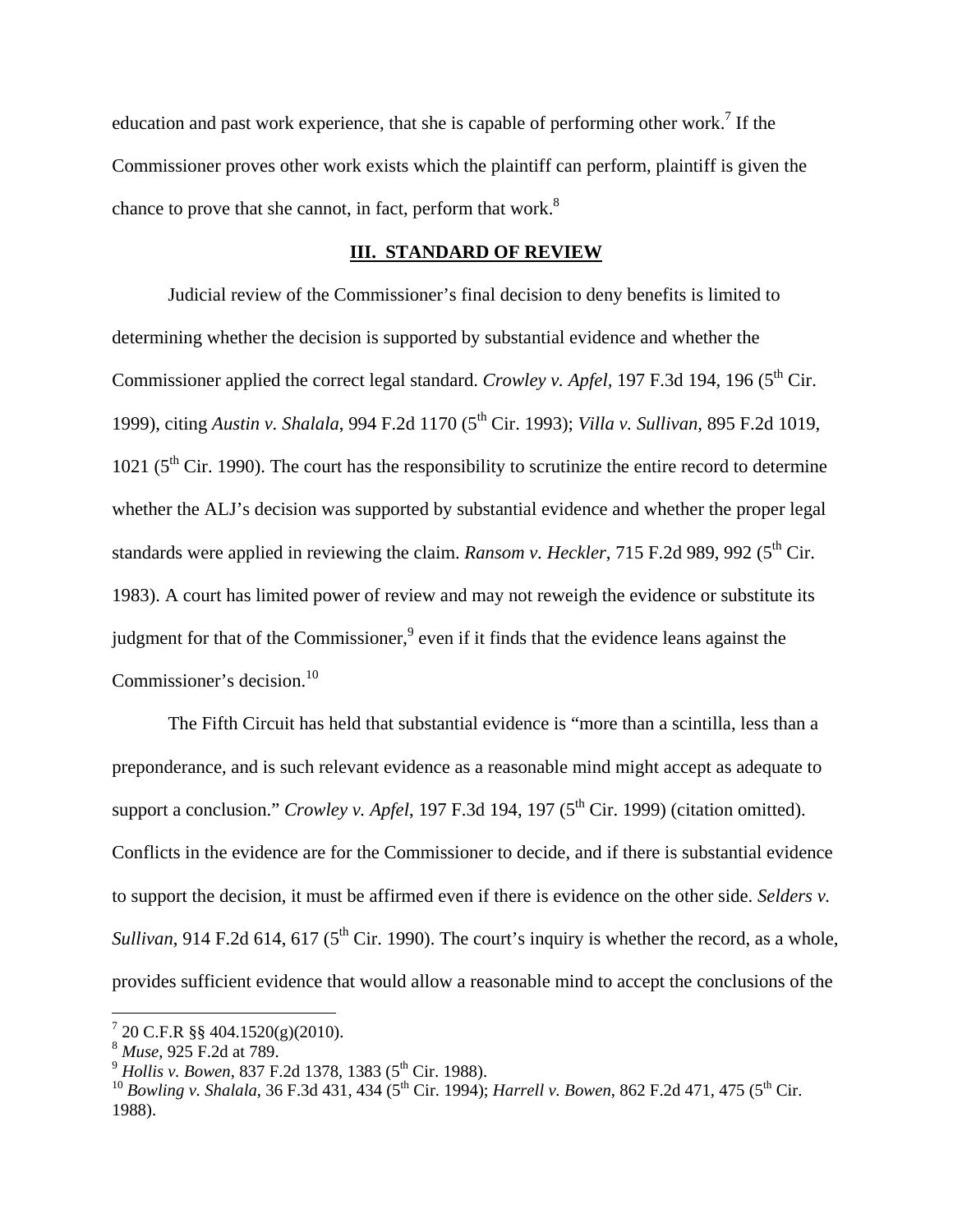education and past work experience, that she is capable of performing other work.[7] If the Commissioner proves other work exists which the plaintiff can perform, plaintiff is given the chance to prove that she cannot, in fact, perform that work.[8]

## III. STANDARD OF REVIEW

Judicial review of the Commissioner's final decision to deny benefits is limited to determining whether the decision is supported by substantial evidence and whether the Commissioner applied the correct legal standard. *Crowley v. Apfel*, 197 F.3d 194, 196 (5th Cir. 1999), citing *Austin v. Shalala*, 994 F.2d 1170 (5th Cir. 1993); *Villa v. Sullivan*, 895 F.2d 1019, 1021 (5th Cir. 1990). The court has the responsibility to scrutinize the entire record to determine whether the ALJ's decision was supported by substantial evidence and whether the proper legal standards were applied in reviewing the claim. *Ransom v. Heckler*, 715 F.2d 989, 992 (5th Cir. 1983). A court has limited power of review and may not reweigh the evidence or substitute its judgment for that of the Commissioner,[9] even if it finds that the evidence leans against the Commissioner's decision.[10]

The Fifth Circuit has held that substantial evidence is "more than a scintilla, less than a preponderance, and is such relevant evidence as a reasonable mind might accept as adequate to support a conclusion." *Crowley v. Apfel*, 197 F.3d 194, 197 (5th Cir. 1999) (citation omitted). Conflicts in the evidence are for the Commissioner to decide, and if there is substantial evidence to support the decision, it must be affirmed even if there is evidence on the other side. *Selders v. Sullivan*, 914 F.2d 614, 617 (5th Cir. 1990). The court's inquiry is whether the record, as a whole, provides sufficient evidence that would allow a reasonable mind to accept the conclusions of the

---

[7] 20 C.F.R §§ 404.1520(g)(2010).
[8] *Muse*, 925 F.2d at 789.
[9] *Hollis v. Bowen*, 837 F.2d 1378, 1383 (5th Cir. 1988).
[10] *Bowling v. Shalala*, 36 F.3d 431, 434 (5th Cir. 1994); *Harrell v. Bowen*, 862 F.2d 471, 475 (5th Cir. 1988).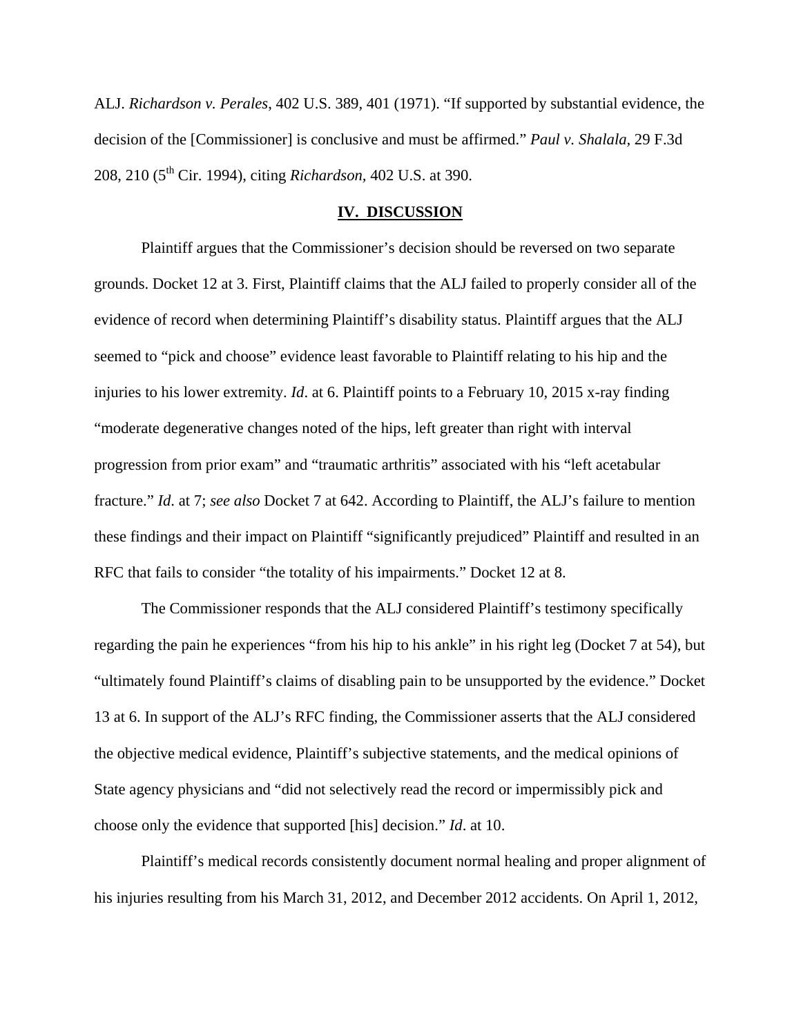ALJ. *Richardson v. Perales*, 402 U.S. 389, 401 (1971). "If supported by substantial evidence, the decision of the [Commissioner] is conclusive and must be affirmed." *Paul v. Shalala*, 29 F.3d 208, 210 (5th Cir. 1994), citing *Richardson*, 402 U.S. at 390.

## IV. DISCUSSION

Plaintiff argues that the Commissioner's decision should be reversed on two separate grounds. Docket 12 at 3. First, Plaintiff claims that the ALJ failed to properly consider all of the evidence of record when determining Plaintiff's disability status. Plaintiff argues that the ALJ seemed to "pick and choose" evidence least favorable to Plaintiff relating to his hip and the injuries to his lower extremity. *Id*. at 6. Plaintiff points to a February 10, 2015 x-ray finding "moderate degenerative changes noted of the hips, left greater than right with interval progression from prior exam" and "traumatic arthritis" associated with his "left acetabular fracture." *Id*. at 7; *see also* Docket 7 at 642. According to Plaintiff, the ALJ's failure to mention these findings and their impact on Plaintiff "significantly prejudiced" Plaintiff and resulted in an RFC that fails to consider "the totality of his impairments." Docket 12 at 8.

The Commissioner responds that the ALJ considered Plaintiff's testimony specifically regarding the pain he experiences "from his hip to his ankle" in his right leg (Docket 7 at 54), but "ultimately found Plaintiff's claims of disabling pain to be unsupported by the evidence." Docket 13 at 6. In support of the ALJ's RFC finding, the Commissioner asserts that the ALJ considered the objective medical evidence, Plaintiff's subjective statements, and the medical opinions of State agency physicians and "did not selectively read the record or impermissibly pick and choose only the evidence that supported [his] decision." *Id*. at 10.

Plaintiff's medical records consistently document normal healing and proper alignment of his injuries resulting from his March 31, 2012, and December 2012 accidents. On April 1, 2012,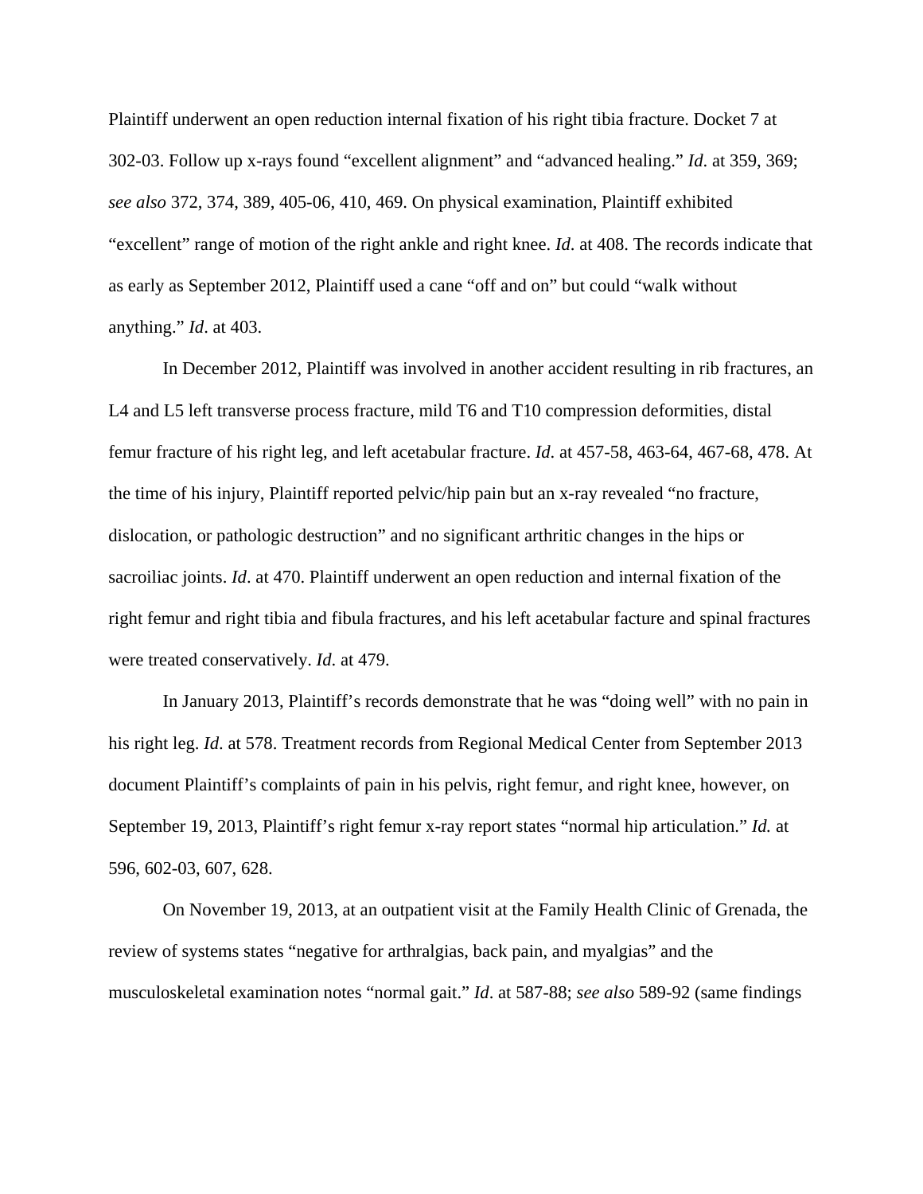Plaintiff underwent an open reduction internal fixation of his right tibia fracture. Docket 7 at 302-03. Follow up x-rays found "excellent alignment" and "advanced healing." *Id*. at 359, 369; *see also* 372, 374, 389, 405-06, 410, 469. On physical examination, Plaintiff exhibited "excellent" range of motion of the right ankle and right knee. *Id*. at 408. The records indicate that as early as September 2012, Plaintiff used a cane "off and on" but could "walk without anything." *Id*. at 403.

In December 2012, Plaintiff was involved in another accident resulting in rib fractures, an L4 and L5 left transverse process fracture, mild T6 and T10 compression deformities, distal femur fracture of his right leg, and left acetabular fracture. *Id*. at 457-58, 463-64, 467-68, 478. At the time of his injury, Plaintiff reported pelvic/hip pain but an x-ray revealed "no fracture, dislocation, or pathologic destruction" and no significant arthritic changes in the hips or sacroiliac joints. *Id*. at 470. Plaintiff underwent an open reduction and internal fixation of the right femur and right tibia and fibula fractures, and his left acetabular facture and spinal fractures were treated conservatively. *Id*. at 479.

In January 2013, Plaintiff's records demonstrate that he was "doing well" with no pain in his right leg. *Id*. at 578. Treatment records from Regional Medical Center from September 2013 document Plaintiff's complaints of pain in his pelvis, right femur, and right knee, however, on September 19, 2013, Plaintiff's right femur x-ray report states "normal hip articulation." *Id.* at 596, 602-03, 607, 628.

On November 19, 2013, at an outpatient visit at the Family Health Clinic of Grenada, the review of systems states "negative for arthralgias, back pain, and myalgias" and the musculoskeletal examination notes "normal gait." *Id*. at 587-88; *see also* 589-92 (same findings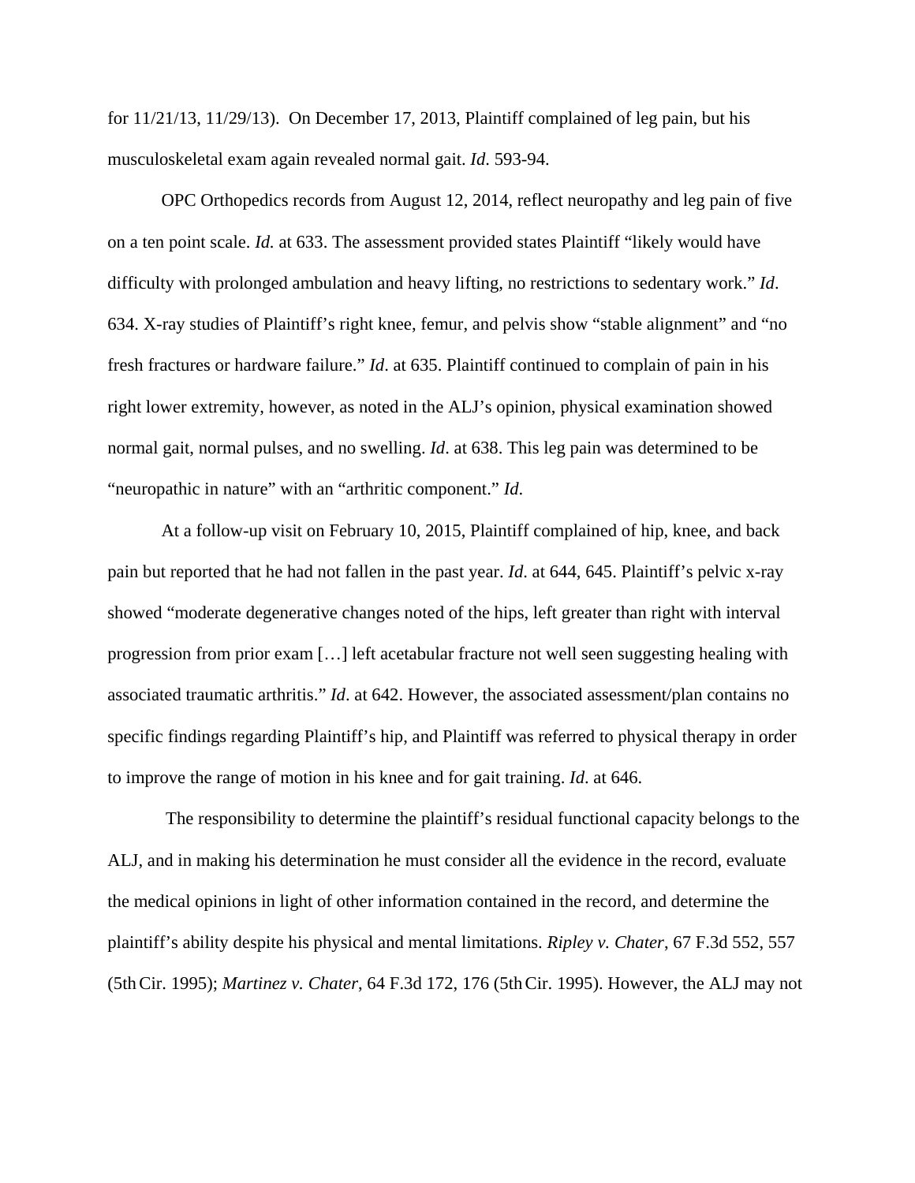for 11/21/13, 11/29/13). On December 17, 2013, Plaintiff complained of leg pain, but his musculoskeletal exam again revealed normal gait. *Id*. 593-94.

OPC Orthopedics records from August 12, 2014, reflect neuropathy and leg pain of five on a ten point scale. *Id.* at 633. The assessment provided states Plaintiff "likely would have difficulty with prolonged ambulation and heavy lifting, no restrictions to sedentary work." *Id*. 634. X-ray studies of Plaintiff's right knee, femur, and pelvis show "stable alignment" and "no fresh fractures or hardware failure." *Id*. at 635. Plaintiff continued to complain of pain in his right lower extremity, however, as noted in the ALJ's opinion, physical examination showed normal gait, normal pulses, and no swelling. *Id*. at 638. This leg pain was determined to be "neuropathic in nature" with an "arthritic component." *Id*.

At a follow-up visit on February 10, 2015, Plaintiff complained of hip, knee, and back pain but reported that he had not fallen in the past year. *Id*. at 644, 645. Plaintiff's pelvic x-ray showed "moderate degenerative changes noted of the hips, left greater than right with interval progression from prior exam […] left acetabular fracture not well seen suggesting healing with associated traumatic arthritis." *Id*. at 642. However, the associated assessment/plan contains no specific findings regarding Plaintiff's hip, and Plaintiff was referred to physical therapy in order to improve the range of motion in his knee and for gait training. *Id*. at 646.

The responsibility to determine the plaintiff's residual functional capacity belongs to the ALJ, and in making his determination he must consider all the evidence in the record, evaluate the medical opinions in light of other information contained in the record, and determine the plaintiff's ability despite his physical and mental limitations. *Ripley v. Chater*, 67 F.3d 552, 557 (5th Cir. 1995); *Martinez v. Chater*, 64 F.3d 172, 176 (5th Cir. 1995). However, the ALJ may not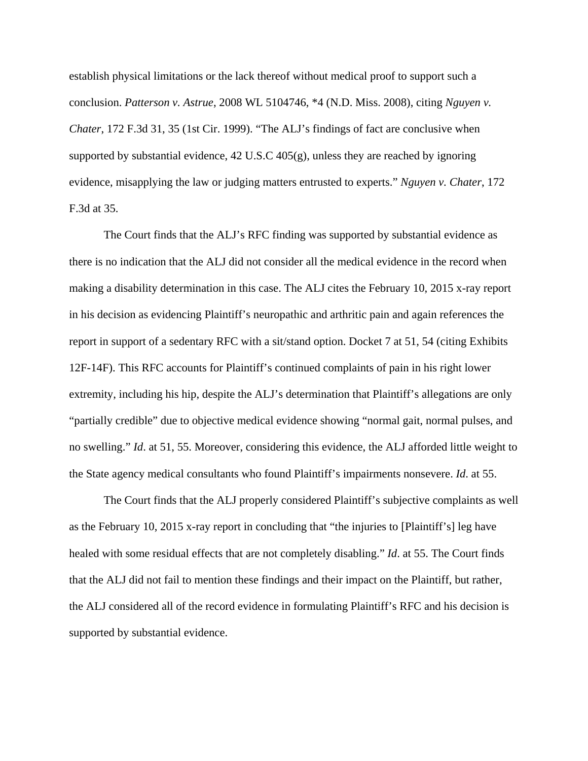establish physical limitations or the lack thereof without medical proof to support such a conclusion. *Patterson v. Astrue*, 2008 WL 5104746, *4 (N.D. Miss. 2008), citing *Nguyen v. Chater*, 172 F.3d 31, 35 (1st Cir. 1999). "The ALJ's findings of fact are conclusive when supported by substantial evidence, 42 U.S.C 405(g), unless they are reached by ignoring evidence, misapplying the law or judging matters entrusted to experts." *Nguyen v. Chater*, 172 F.3d at 35.

The Court finds that the ALJ's RFC finding was supported by substantial evidence as there is no indication that the ALJ did not consider all the medical evidence in the record when making a disability determination in this case. The ALJ cites the February 10, 2015 x-ray report in his decision as evidencing Plaintiff's neuropathic and arthritic pain and again references the report in support of a sedentary RFC with a sit/stand option. Docket 7 at 51, 54 (citing Exhibits 12F-14F). This RFC accounts for Plaintiff's continued complaints of pain in his right lower extremity, including his hip, despite the ALJ's determination that Plaintiff's allegations are only "partially credible" due to objective medical evidence showing "normal gait, normal pulses, and no swelling." *Id*. at 51, 55. Moreover, considering this evidence, the ALJ afforded little weight to the State agency medical consultants who found Plaintiff's impairments nonsevere. *Id*. at 55.

The Court finds that the ALJ properly considered Plaintiff's subjective complaints as well as the February 10, 2015 x-ray report in concluding that "the injuries to [Plaintiff's] leg have healed with some residual effects that are not completely disabling." *Id*. at 55. The Court finds that the ALJ did not fail to mention these findings and their impact on the Plaintiff, but rather, the ALJ considered all of the record evidence in formulating Plaintiff's RFC and his decision is supported by substantial evidence.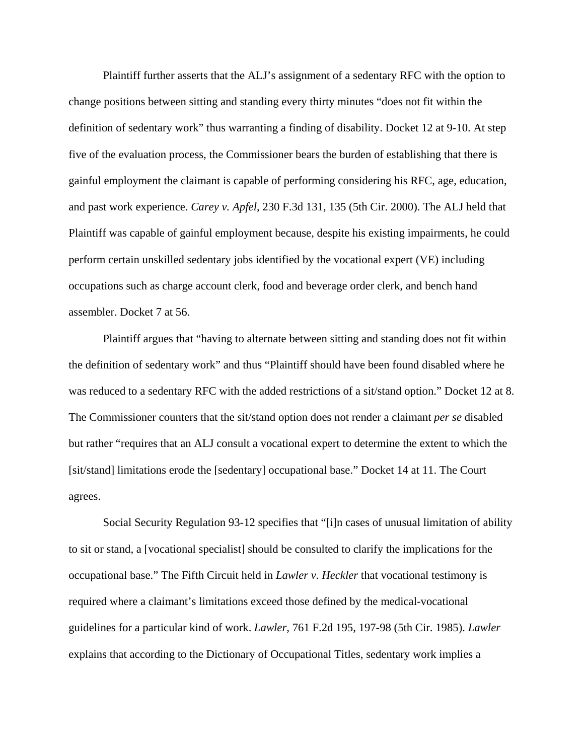Plaintiff further asserts that the ALJ's assignment of a sedentary RFC with the option to change positions between sitting and standing every thirty minutes "does not fit within the definition of sedentary work" thus warranting a finding of disability. Docket 12 at 9-10. At step five of the evaluation process, the Commissioner bears the burden of establishing that there is gainful employment the claimant is capable of performing considering his RFC, age, education, and past work experience. *Carey v. Apfel*, 230 F.3d 131, 135 (5th Cir. 2000). The ALJ held that Plaintiff was capable of gainful employment because, despite his existing impairments, he could perform certain unskilled sedentary jobs identified by the vocational expert (VE) including occupations such as charge account clerk, food and beverage order clerk, and bench hand assembler. Docket 7 at 56.

Plaintiff argues that "having to alternate between sitting and standing does not fit within the definition of sedentary work" and thus "Plaintiff should have been found disabled where he was reduced to a sedentary RFC with the added restrictions of a sit/stand option." Docket 12 at 8. The Commissioner counters that the sit/stand option does not render a claimant *per se* disabled but rather "requires that an ALJ consult a vocational expert to determine the extent to which the [sit/stand] limitations erode the [sedentary] occupational base." Docket 14 at 11. The Court agrees.

Social Security Regulation 93-12 specifies that "[i]n cases of unusual limitation of ability to sit or stand, a [vocational specialist] should be consulted to clarify the implications for the occupational base." The Fifth Circuit held in *Lawler v. Heckler* that vocational testimony is required where a claimant's limitations exceed those defined by the medical-vocational guidelines for a particular kind of work. *Lawler*, 761 F.2d 195, 197-98 (5th Cir. 1985). *Lawler* explains that according to the Dictionary of Occupational Titles, sedentary work implies a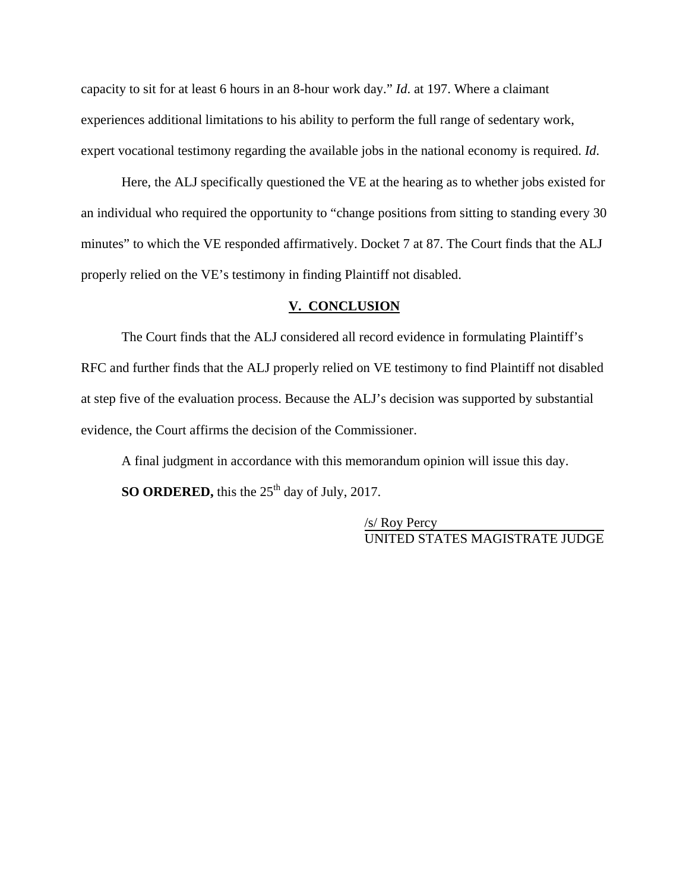capacity to sit for at least 6 hours in an 8-hour work day." *Id*. at 197. Where a claimant experiences additional limitations to his ability to perform the full range of sedentary work, expert vocational testimony regarding the available jobs in the national economy is required. *Id*.

Here, the ALJ specifically questioned the VE at the hearing as to whether jobs existed for an individual who required the opportunity to "change positions from sitting to standing every 30 minutes" to which the VE responded affirmatively. Docket 7 at 87. The Court finds that the ALJ properly relied on the VE's testimony in finding Plaintiff not disabled.

## V. CONCLUSION

The Court finds that the ALJ considered all record evidence in formulating Plaintiff's RFC and further finds that the ALJ properly relied on VE testimony to find Plaintiff not disabled at step five of the evaluation process. Because the ALJ's decision was supported by substantial evidence, the Court affirms the decision of the Commissioner.

A final judgment in accordance with this memorandum opinion will issue this day.

**SO ORDERED,** this the 25th day of July, 2017.

/s/ Roy Percy
UNITED STATES MAGISTRATE JUDGE